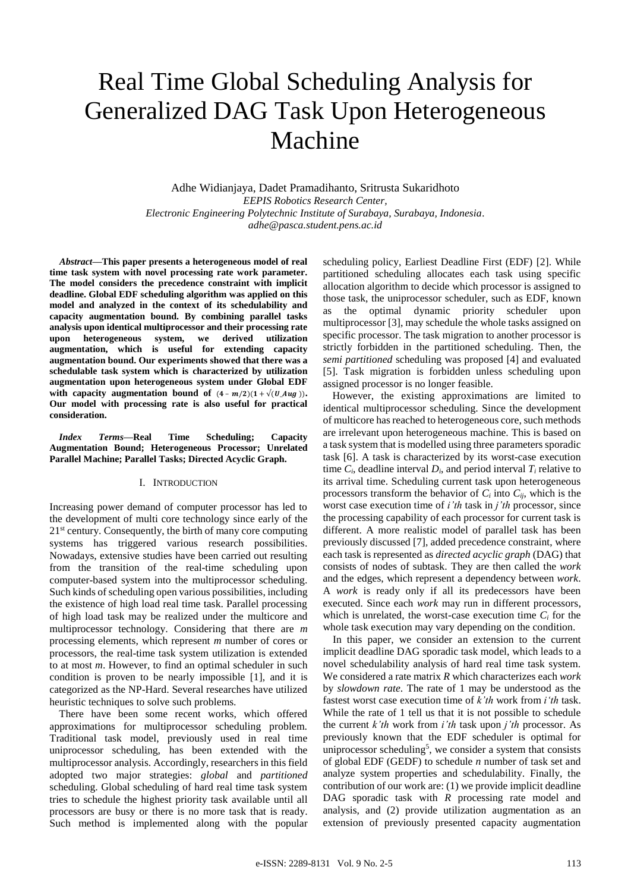# Real Time Global Scheduling Analysis for Generalized DAG Task Upon Heterogeneous Machine

Adhe Widianjaya, Dadet Pramadihanto, Sritrusta Sukaridhoto
*EEPIS Robotics Research Center,*
*Electronic Engineering Polytechnic Institute of Surabaya, Surabaya, Indonesia.*
*adhe@pasca.student.pens.ac.id*

***Abstract*—This paper presents a heterogeneous model of real time task system with novel processing rate work parameter. The model considers the precedence constraint with implicit deadline. Global EDF scheduling algorithm was applied on this model and analyzed in the context of its schedulability and capacity augmentation bound. By combining parallel tasks analysis upon identical multiprocessor and their processing rate upon heterogeneous system, we derived utilization augmentation, which is useful for extending capacity augmentation bound. Our experiments showed that there was a schedulable task system which is characterized by utilization augmentation upon heterogeneous system under Global EDF with capacity augmentation bound of $(4 - m/2)(1 + \sqrt{(U\_Aug)})$. Our model with processing rate is also useful for practical consideration.**

***Index Terms*—Real Time Scheduling; Capacity Augmentation Bound; Heterogeneous Processor; Unrelated Parallel Machine; Parallel Tasks; Directed Acyclic Graph.**

## I. Introduction

Increasing power demand of computer processor has led to the development of multi core technology since early of the 21st century. Consequently, the birth of many core computing systems has triggered various research possibilities. Nowadays, extensive studies have been carried out resulting from the transition of the real-time scheduling upon computer-based system into the multiprocessor scheduling. Such kinds of scheduling open various possibilities, including the existence of high load real time task. Parallel processing of high load task may be realized under the multicore and multiprocessor technology. Considering that there are *m* processing elements, which represent *m* number of cores or processors, the real-time task system utilization is extended to at most *m*. However, to find an optimal scheduler in such condition is proven to be nearly impossible [1], and it is categorized as the NP-Hard. Several researches have utilized heuristic techniques to solve such problems.

There have been some recent works, which offered approximations for multiprocessor scheduling problem. Traditional task model, previously used in real time uniprocessor scheduling, has been extended with the multiprocessor analysis. Accordingly, researchers in this field adopted two major strategies: *global* and *partitioned* scheduling. Global scheduling of hard real time task system tries to schedule the highest priority task available until all processors are busy or there is no more task that is ready. Such method is implemented along with the popular scheduling policy, Earliest Deadline First (EDF) [2]. While partitioned scheduling allocates each task using specific allocation algorithm to decide which processor is assigned to those task, the uniprocessor scheduler, such as EDF, known as the optimal dynamic priority scheduler upon multiprocessor [3], may schedule the whole tasks assigned on specific processor. The task migration to another processor is strictly forbidden in the partitioned scheduling. Then, the *semi partitioned* scheduling was proposed [4] and evaluated [5]. Task migration is forbidden unless scheduling upon assigned processor is no longer feasible.

However, the existing approximations are limited to identical multiprocessor scheduling. Since the development of multicore has reached to heterogeneous core, such methods are irrelevant upon heterogeneous machine. This is based on a task system that is modelled using three parameters sporadic task [6]. A task is characterized by its worst-case execution time $C_i$, deadline interval $D_i$, and period interval $T_i$ relative to its arrival time. Scheduling current task upon heterogeneous processors transform the behavior of $C_i$ into $C_{ij}$, which is the worst case execution time of *i'th* task in *j'th* processor, since the processing capability of each processor for current task is different. A more realistic model of parallel task has been previously discussed [7], added precedence constraint, where each task is represented as *directed acyclic graph* (DAG) that consists of nodes of subtask. They are then called the *work* and the edges, which represent a dependency between *work*. A *work* is ready only if all its predecessors have been executed. Since each *work* may run in different processors, which is unrelated, the worst-case execution time $C_i$ for the whole task execution may vary depending on the condition.

In this paper, we consider an extension to the current implicit deadline DAG sporadic task model, which leads to a novel schedulability analysis of hard real time task system. We considered a rate matrix *R* which characterizes each *work* by *slowdown rate*. The rate of 1 may be understood as the fastest worst case execution time of *k'th* work from *i'th* task. While the rate of 1 tell us that it is not possible to schedule the current *k'th* work from *i'th* task upon *j'th* processor. As previously known that the EDF scheduler is optimal for uniprocessor scheduling[5], we consider a system that consists of global EDF (GEDF) to schedule *n* number of task set and analyze system properties and schedulability. Finally, the contribution of our work are: (1) we provide implicit deadline DAG sporadic task with *R* processing rate model and analysis, and (2) provide utilization augmentation as an extension of previously presented capacity augmentation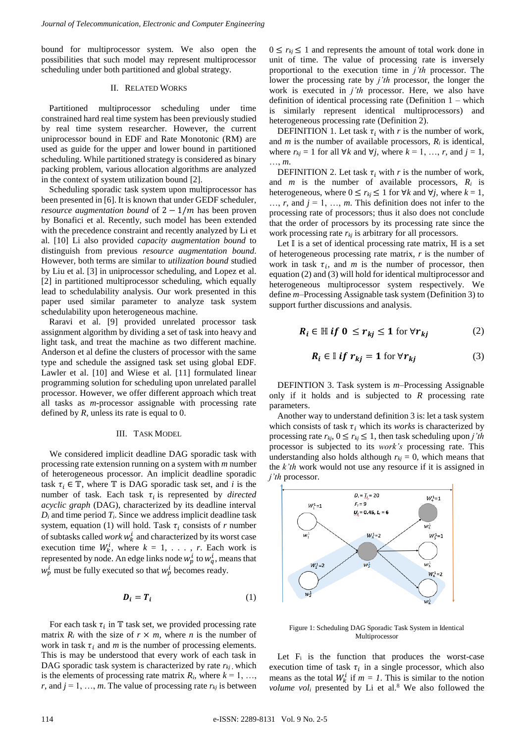bound for multiprocessor system. We also open the possibilities that such model may represent multiprocessor scheduling under both partitioned and global strategy.

## II. RELATED WORKS

Partitioned multiprocessor scheduling under time constrained hard real time system has been previously studied by real time system researcher. However, the current uniprocessor bound in EDF and Rate Monotonic (RM) are used as guide for the upper and lower bound in partitioned scheduling. While partitioned strategy is considered as binary packing problem, various allocation algorithms are analyzed in the context of system utilization bound [2].

Scheduling sporadic task system upon multiprocessor has been presented in [6]. It is known that under GEDF scheduler, *resource augmentation bound* of $2 - 1/m$ has been proven by Bonafici et al. Recently, such model has been extended with the precedence constraint and recently analyzed by Li et al. [10] Li also provided *capacity augmentation bound* to distinguish from previous *resource augmentation bound*. However, both terms are similar to *utilization bound* studied by Liu et al. [3] in uniprocessor scheduling, and Lopez et al. [2] in partitioned multiprocessor scheduling, which equally lead to schedulability analysis. Our work presented in this paper used similar parameter to analyze task system schedulability upon heterogeneous machine.

Raravi et al. [9] provided unrelated processor task assignment algorithm by dividing a set of task into heavy and light task, and treat the machine as two different machine. Anderson et al define the clusters of processor with the same type and schedule the assigned task set using global EDF. Lawler et al. [10] and Wiese et al. [11] formulated linear programming solution for scheduling upon unrelated parallel processor. However, we offer different approach which treat all tasks as *m*-processor assignable with processing rate defined by *R*, unless its rate is equal to 0.

## III. TASK MODEL

We considered implicit deadline DAG sporadic task with processing rate extension running on a system with *m* number of heterogeneous processor. An implicit deadline sporadic task $\tau_i \in \mathbb{T}$, where $\mathbb{T}$ is DAG sporadic task set, and *i* is the number of task. Each task $\tau_i$ is represented by *directed acyclic graph* (DAG), characterized by its deadline interval $D_i$ and time period $T_i$. Since we address implicit deadline task system, equation (1) will hold. Task $\tau_i$ consists of *r* number of subtasks called *work* $w_k^i$ and characterized by its worst case execution time $W_k^i$, where $k = 1, \ldots, r$. Each work is represented by node. An edge links node $w_p^i$ to $w_q^i$, means that $w_p^i$ must be fully executed so that $w_p^i$ becomes ready.

$$\boldsymbol{D_i = T_i} \tag{1}$$

For each task $\tau_i$ in $\mathbb{T}$ task set, we provided processing rate matrix $R_i$ with the size of $r \times m$, where *n* is the number of work in task $\tau_i$ and *m* is the number of processing elements. This is may be understood that every work of each task in DAG sporadic task system is characterized by rate $r_{kj}$, which is the elements of processing rate matrix $R_i$, where $k = 1, \ldots, r$, and $j = 1, \ldots, m$. The value of processing rate $r_{kj}$ is between $0 \leq r_{kj} \leq 1$ and represents the amount of total work done in unit of time. The value of processing rate is inversely proportional to the execution time in *j'th* processor. The lower the processing rate by *j'th* processor, the longer the work is executed in *j'th* processor. Here, we also have definition of identical processing rate (Definition 1 – which is similarly represent identical multiprocessors) and heterogeneous processing rate (Definition 2).

DEFINITION 1. Let task $\tau_i$ with *r* is the number of work, and *m* is the number of available processors, $R_i$ is identical, where $r_{kj} = 1$ for all $\forall k$ and $\forall j$, where $k = 1, \ldots, r$, and $j = 1, \ldots, m$.

DEFINITION 2. Let task $\tau_i$ with *r* is the number of work, and *m* is the number of available processors, $R_i$ is heterogeneous, where $0 \leq r_{kj} \leq 1$ for $\forall k$ and $\forall j$, where $k = 1, \ldots, r$, and $j = 1, \ldots, m$. This definition does not infer to the processing rate of processors; thus it also does not conclude that the order of processors by its processing rate since the work processing rate $r_{kj}$ is arbitrary for all processors.

Let $\mathbb{I}$ is a set of identical processing rate matrix, $\mathbb{H}$ is a set of heterogeneous processing rate matrix, *r* is the number of work in task $\tau_i$, and *m* is the number of processor, then equation (2) and (3) will hold for identical multiprocessor and heterogeneous multiprocessor system respectively. We define *m*–Processing Assignable task system (Definition 3) to support further discussions and analysis.

$$\boldsymbol{R_i \in \mathbb{H} \; if \; 0 \leq r_{kj} \leq 1} \text{ for } \forall \boldsymbol{r_{kj}} \tag{2}$$

$$\boldsymbol{R_i \in \mathbb{I} \; if \; r_{kj} = 1} \text{ for } \forall \boldsymbol{r_{kj}} \tag{3}$$

DEFINTION 3. Task system is *m*–Processing Assignable only if it holds and is subjected to *R* processing rate parameters.

Another way to understand definition 3 is: let a task system which consists of task $\tau_i$ which its *works* is characterized by processing rate $r_{kj}$, $0 \leq r_{kj} \leq 1$, then task scheduling upon *j'th* processor is subjected to its *work's* processing rate. This understanding also holds although $r_{kj} = 0$, which means that the *k'th* work would not use any resource if it is assigned in *j'th* processor.

Figure 1: Scheduling DAG Sporadic Task System in Identical Multiprocessor

Let $F_i$ is the function that produces the worst-case execution time of task $\tau_i$ in a single processor, which also means as the total $W_k^i$ if $m = 1$. This is similar to the notion *volume* $vol_i$ presented by Li et al.[8] We also followed the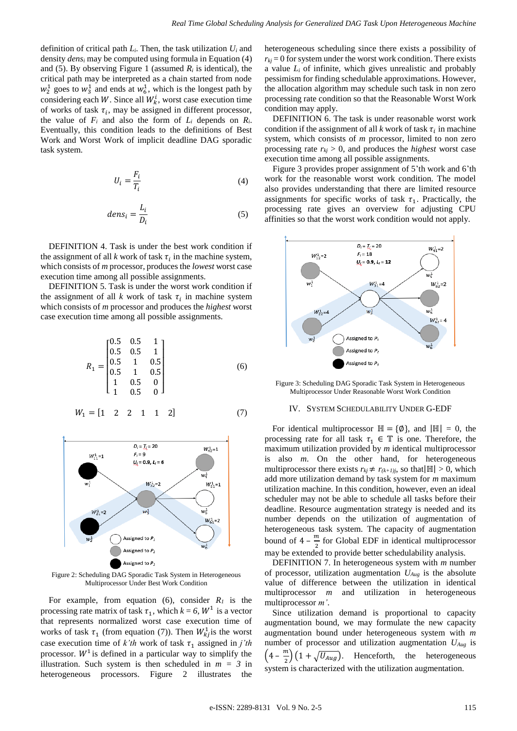definition of critical path $L_i$. Then, the task utilization $U_i$ and density $dens_i$ may be computed using formula in equation (4) and (5). By observing Figure 1 (assumed $R_i$ is identical), the critical path may be interpreted as a chain started from node $w_2^1$ goes to $w_3^1$ and ends at $w_6^1$, which is the longest path by considering each $W$. Since all $W_k^i$, worst case execution time of works of task $\tau_i$, may be assigned in different processor, the value of $F_i$ and also the form of $L_i$ depends on $R_i$. Eventually, this condition leads to the definitions of Best Work and Worst Work of implicit deadline DAG sporadic task system.

$$U_i = \frac{F_i}{T_i} \tag{4}$$

$$dens_i = \frac{L_i}{D_i} \tag{5}$$

DEFINITION 4. Task is under the best work condition if the assignment of all $k$ work of task $\tau_i$ in the machine system, which consists of $m$ processor, produces the *lowest* worst case execution time among all possible assignments.

DEFINITION 5. Task is under the worst work condition if the assignment of all $k$ work of task $\tau_i$ in machine system which consists of $m$ processor and produces the *highest* worst case execution time among all possible assignments.

$$R_1 = \begin{bmatrix} 0.5 & 0.5 & 1 \\ 0.5 & 0.5 & 1 \\ 0.5 & 1 & 0.5 \\ 0.5 & 1 & 0.5 \\ 1 & 0.5 & 0 \\ 1 & 0.5 & 0 \end{bmatrix} \tag{6}$$

$$W_1 = [1 \quad 2 \quad 2 \quad 1 \quad 1 \quad 2] \tag{7}$$

Figure 2: Scheduling DAG Sporadic Task System in Heterogeneous Multiprocessor Under Best Work Condition

For example, from equation (6), consider $R_1$ is the processing rate matrix of task $\tau_1$, which $k = 6$, $W^1$ is a vector that represents normalized worst case execution time of works of task $\tau_1$ (from equation (7)). Then $W_{kj}^1$ is the worst case execution time of $k$'th work of task $\tau_1$ assigned in $j$'th processor. $W^1$ is defined in a particular way to simplify the illustration. Such system is then scheduled in $m = 3$ in heterogeneous processors. Figure 2 illustrates the heterogeneous scheduling since there exists a possibility of $r_{kj} = 0$ for system under the worst work condition. There exists a value $L_i$ of infinite, which gives unrealistic and probably pessimism for finding schedulable approximations. However, the allocation algorithm may schedule such task in non zero processing rate condition so that the Reasonable Worst Work condition may apply.

DEFINITION 6. The task is under reasonable worst work condition if the assignment of all $k$ work of task $\tau_i$ in machine system, which consists of $m$ processor, limited to non zero processing rate $r_{kj} > 0$, and produces the *highest* worst case execution time among all possible assignments.

Figure 3 provides proper assignment of 5'th work and 6'th work for the reasonable worst work condition. The model also provides understanding that there are limited resource assignments for specific works of task $\tau_1$. Practically, the processing rate gives an overview for adjusting CPU affinities so that the worst work condition would not apply.

Figure 3: Scheduling DAG Sporadic Task System in Heterogeneous Multiprocessor Under Reasonable Worst Work Condition

## IV. SYSTEM SCHEDULABILITY UNDER G-EDF

For identical multiprocessor $\mathbb{H} = \{\emptyset\}$, and $|\mathbb{H}| = 0$, the processing rate for all task $\tau_1 \in \mathbb{T}$ is one. Therefore, the maximum utilization provided by $m$ identical multiprocessor is also $m$. On the other hand, for heterogeneous multiprocessor there exists $r_{kj} \neq r_{(k+1)j}$, so that $|\mathbb{H}| > 0$, which add more utilization demand by task system for $m$ maximum utilization machine. In this condition, however, even an ideal scheduler may not be able to schedule all tasks before their deadline. Resource augmentation strategy is needed and its number depends on the utilization of augmentation of heterogeneous task system. The capacity of augmentation bound of $4 - \frac{m}{2}$ for Global EDF in identical multiprocessor may be extended to provide better schedulability analysis.

DEFINITION 7. In heterogeneous system with $m$ number of processor, utilization augmentation $U_{Aug}$ is the absolute value of difference between the utilization in identical multiprocessor $m$ and utilization in heterogeneous multiprocessor $m'$.

Since utilization demand is proportional to capacity augmentation bound, we may formulate the new capacity augmentation bound under heterogeneous system with $m$ number of processor and utilization augmentation $U_{Aug}$ is $\left(4 - \frac{m}{2}\right)\left(1 + \sqrt{U_{Aug}}\right)$. Henceforth, the heterogeneous system is characterized with the utilization augmentation.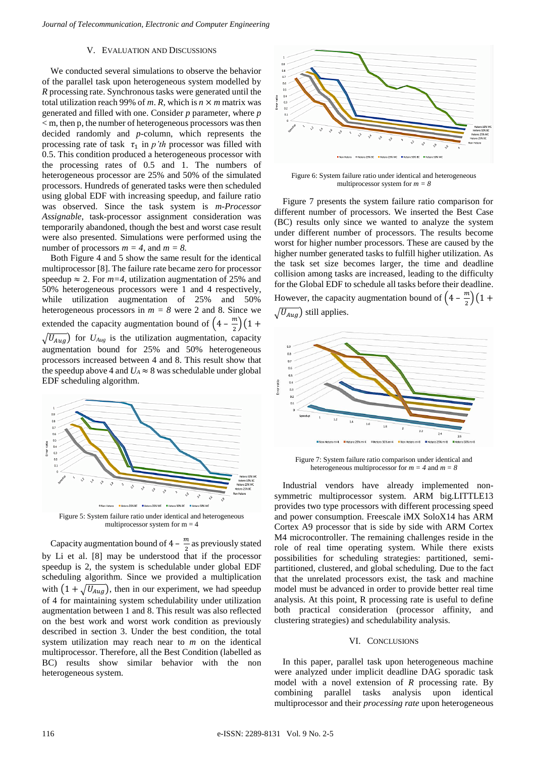## V. Evaluation and Discussions

We conducted several simulations to observe the behavior of the parallel task upon heterogeneous system modelled by $R$ processing rate. Synchronous tasks were generated until the total utilization reach 99% of $m$. $R$, which is $n \times m$ matrix was generated and filled with one. Consider $p$ parameter, where $p < \text{m}$, then p, the number of heterogeneous processors was then decided randomly and $p$-column, which represents the processing rate of task $\tau_1$ in $p$'th processor was filled with 0.5. This condition produced a heterogeneous processor with the processing rates of 0.5 and 1. The numbers of heterogeneous processor are 25% and 50% of the simulated processors. Hundreds of generated tasks were then scheduled using global EDF with increasing speedup, and failure ratio was observed. Since the task system is *m-Processor Assignable*, task-processor assignment consideration was temporarily abandoned, though the best and worst case result were also presented. Simulations were performed using the number of processors $m = 4$, and $m = 8$.

Both Figure 4 and 5 show the same result for the identical multiprocessor [8]. The failure rate became zero for processor speedup $\approx 2$. For $m=4$, utilization augmentation of 25% and 50% heterogeneous processors were 1 and 4 respectively, while utilization augmentation of 25% and 50% heterogeneous processors in $m = 8$ were 2 and 8. Since we extended the capacity augmentation bound of $\left(4 - \frac{m}{2}\right)\left(1 + \sqrt{U_{Aug}}\right)$ for $U_{Aug}$ is the utilization augmentation, capacity augmentation bound for 25% and 50% heterogeneous processors increased between 4 and 8. This result show that the speedup above 4 and $U_A \approx 8$ was schedulable under global EDF scheduling algorithm.

Figure 5: System failure ratio under identical and heterogeneous multiprocessor system for m = 4

Capacity augmentation bound of $4 - \frac{m}{2}$ as previously stated by Li et al. [8] may be understood that if the processor speedup is 2, the system is schedulable under global EDF scheduling algorithm. Since we provided a multiplication with $\left(1 + \sqrt{U_{Aug}}\right)$, then in our experiment, we had speedup of 4 for maintaining system schedulability under utilization augmentation between 1 and 8. This result was also reflected on the best work and worst work condition as previously described in section 3. Under the best condition, the total system utilization may reach near to $m$ on the identical multiprocessor. Therefore, all the Best Condition (labelled as BC) results show similar behavior with the non heterogeneous system.

Figure 6: System failure ratio under identical and heterogeneous multiprocessor system for $m = 8$

Figure 7 presents the system failure ratio comparison for different number of processors. We inserted the Best Case (BC) results only since we wanted to analyze the system under different number of processors. The results become worst for higher number processors. These are caused by the higher number generated tasks to fulfill higher utilization. As the task set size becomes larger, the time and deadline collision among tasks are increased, leading to the difficulty for the Global EDF to schedule all tasks before their deadline. However, the capacity augmentation bound of $\left(4 - \frac{m}{2}\right)\left(1 + \sqrt{U_{Aug}}\right)$ still applies.

Figure 7: System failure ratio comparison under identical and heterogeneous multiprocessor for $m = 4$ and $m = 8$

Industrial vendors have already implemented non-symmetric multiprocessor system. ARM big.LITTLE13 provides two type processors with different processing speed and power consumption. Freescale iMX SoloX14 has ARM Cortex A9 processor that is side by side with ARM Cortex M4 microcontroller. The remaining challenges reside in the role of real time operating system. While there exists possibilities for scheduling strategies: partitioned, semi-partitioned, clustered, and global scheduling. Due to the fact that the unrelated processors exist, the task and machine model must be advanced in order to provide better real time analysis. At this point, R processing rate is useful to define both practical consideration (processor affinity, and clustering strategies) and schedulability analysis.

## VI. Conclusions

In this paper, parallel task upon heterogeneous machine were analyzed under implicit deadline DAG sporadic task model with a novel extension of $R$ processing rate. By combining parallel tasks analysis upon identical multiprocessor and their *processing rate* upon heterogeneous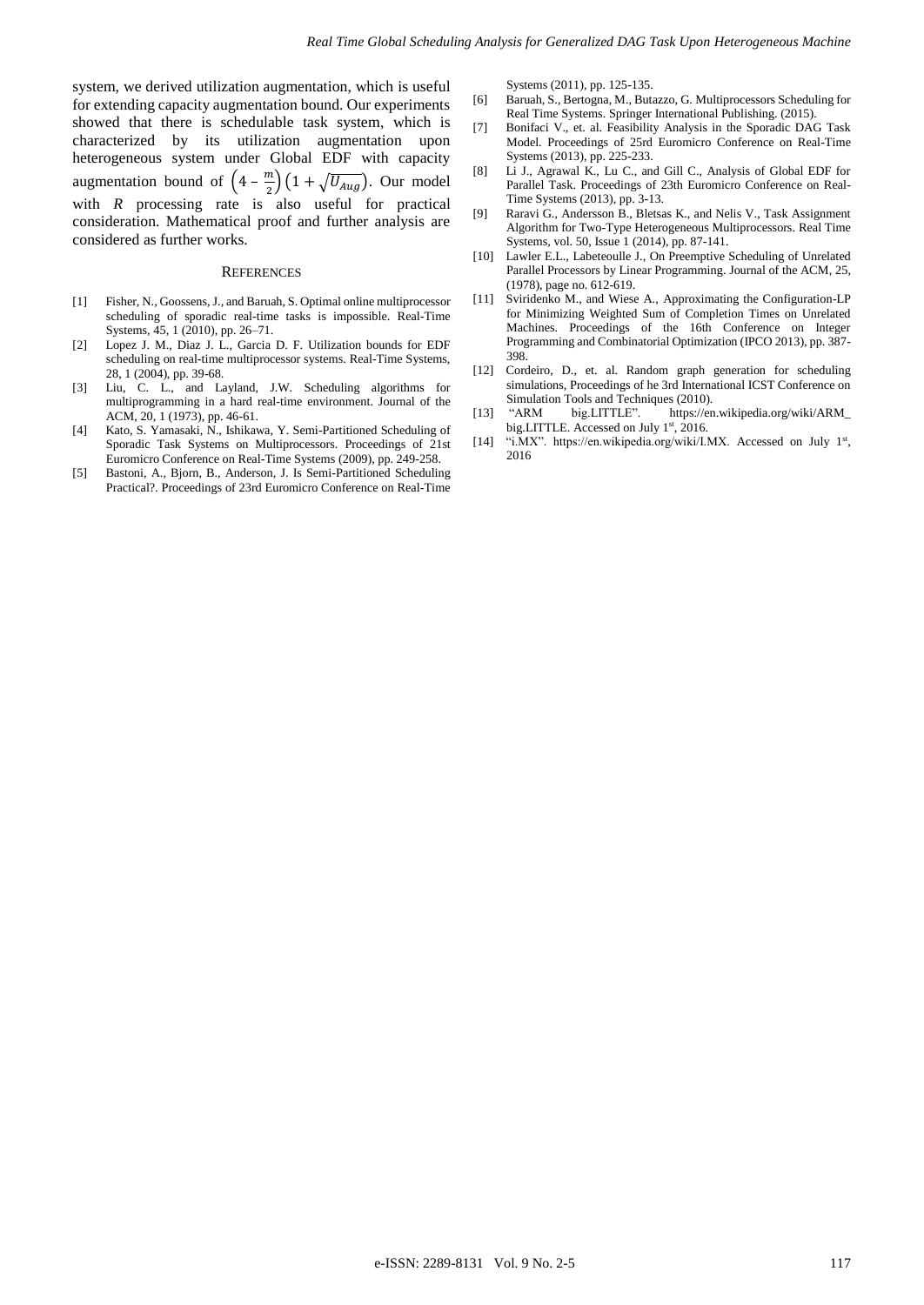system, we derived utilization augmentation, which is useful for extending capacity augmentation bound. Our experiments showed that there is schedulable task system, which is characterized by its utilization augmentation upon heterogeneous system under Global EDF with capacity augmentation bound of $\left(4 - \frac{m}{2}\right)\left(1 + \sqrt{U_{Aug}}\right)$. Our model with $R$ processing rate is also useful for practical consideration. Mathematical proof and further analysis are considered as further works.

## REFERENCES

[1] Fisher, N., Goossens, J., and Baruah, S. Optimal online multiprocessor scheduling of sporadic real-time tasks is impossible. Real-Time Systems, 45, 1 (2010), pp. 26–71.

[2] Lopez J. M., Diaz J. L., Garcia D. F. Utilization bounds for EDF scheduling on real-time multiprocessor systems. Real-Time Systems, 28, 1 (2004), pp. 39-68.

[3] Liu, C. L., and Layland, J.W. Scheduling algorithms for multiprogramming in a hard real-time environment. Journal of the ACM, 20, 1 (1973), pp. 46-61.

[4] Kato, S. Yamasaki, N., Ishikawa, Y. Semi-Partitioned Scheduling of Sporadic Task Systems on Multiprocessors. Proceedings of 21st Euromicro Conference on Real-Time Systems (2009), pp. 249-258.

[5] Bastoni, A., Bjorn, B., Anderson, J. Is Semi-Partitioned Scheduling Practical?. Proceedings of 23rd Euromicro Conference on Real-Time Systems (2011), pp. 125-135.

[6] Baruah, S., Bertogna, M., Butazzo, G. Multiprocessors Scheduling for Real Time Systems. Springer International Publishing. (2015).

[7] Bonifaci V., et. al. Feasibility Analysis in the Sporadic DAG Task Model. Proceedings of 25rd Euromicro Conference on Real-Time Systems (2013), pp. 225-233.

[8] Li J., Agrawal K., Lu C., and Gill C., Analysis of Global EDF for Parallel Task. Proceedings of 23th Euromicro Conference on Real-Time Systems (2013), pp. 3-13.

[9] Raravi G., Andersson B., Bletsas K., and Nelis V., Task Assignment Algorithm for Two-Type Heterogeneous Multiprocessors. Real Time Systems, vol. 50, Issue 1 (2014), pp. 87-141.

[10] Lawler E.L., Labeteoulle J., On Preemptive Scheduling of Unrelated Parallel Processors by Linear Programming. Journal of the ACM, 25, (1978), page no. 612-619.

[11] Sviridenko M., and Wiese A., Approximating the Configuration-LP for Minimizing Weighted Sum of Completion Times on Unrelated Machines. Proceedings of the 16th Conference on Integer Programming and Combinatorial Optimization (IPCO 2013), pp. 387-398.

[12] Cordeiro, D., et. al. Random graph generation for scheduling simulations, Proceedings of he 3rd International ICST Conference on Simulation Tools and Techniques (2010).

[13] "ARM big.LITTLE". https://en.wikipedia.org/wiki/ARM_big.LITTLE. Accessed on July 1st, 2016.

[14] "i.MX". https://en.wikipedia.org/wiki/I.MX. Accessed on July 1st, 2016